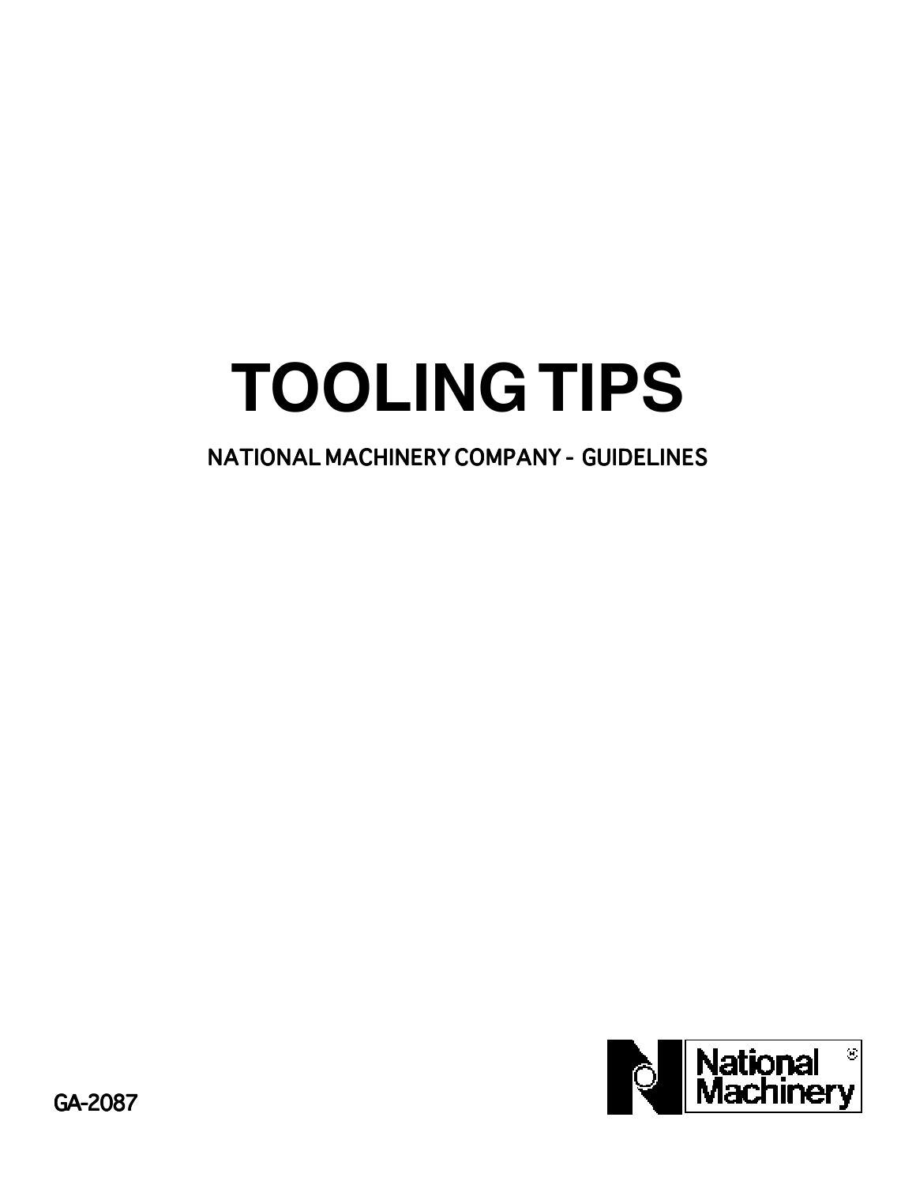# TOOLING TIPS

NATIONAL MACHINERY COMPANY - GUIDELINES

National Machinery

GA-2087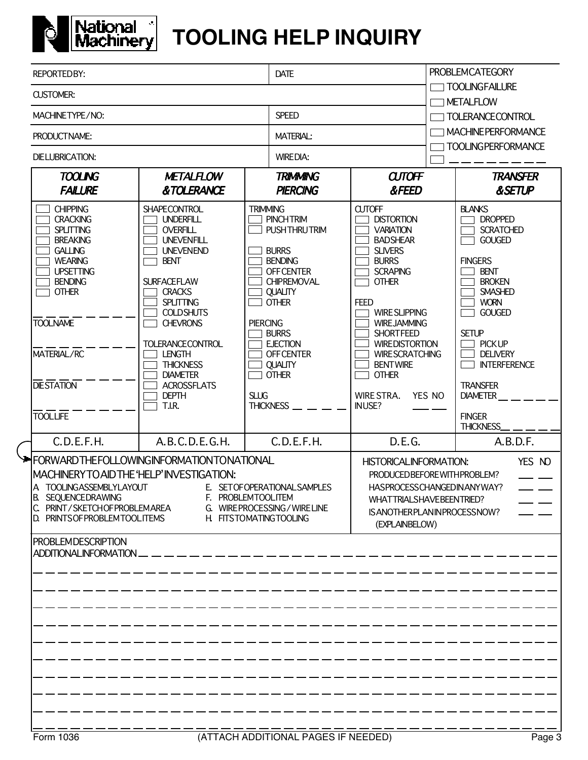# TOOLING HELP INQUIRY

National Machinery

| REPORTED BY: | DATE | PROBLEM CATEGORY |
|---|---|---|
| CUSTOMER: | | ☐ TOOLING FAILURE |
| MACHINE TYPE / NO: | SPEED | ☐ METAL FLOW<br>☐ TOLERANCE CONTROL |
| PRODUCT NAME: | MATERIAL: | ☐ MACHINE PERFORMANCE |
| DIE LUBRICATION: | WIRE DIA: | ☐ TOOLING PERFORMANCE<br>☐ _ _ _ _ _ _ _ _ |

| *TOOLING FAILURE* | *METAL FLOW & TOLERANCE* | *TRIMMING PIERCING* | *CUTOFF & FEED* | *TRANSFER & SETUP* |
|---|---|---|---|---|
| ☐ CHIPPING<br>☐ CRACKING<br>☐ SPLITTING<br>☐ BREAKING<br>☐ GALLING<br>☐ WEARING<br>☐ UPSETTING<br>☐ BENDING<br>☐ OTHER<br><br>_ _ _ _ _ _ _ _<br>TOOL NAME<br><br>_ _ _ _ _ _ _ _<br>MATERIAL / RC<br><br>_ _ _ _ _ _ _ _<br>DIE STATION<br><br>_ _ _ _ _ _ _ _<br>TOOL LIFE | SHAPE CONTROL<br>☐ UNDERFILL<br>☐ OVERFILL<br>☐ UNEVEN FILL<br>☐ UNEVEN END<br>☐ BENT<br><br>SURFACE FLAW<br>☐ CRACKS<br>☐ SPLITTING<br>☐ COLD SHUTS<br>☐ CHEVRONS<br><br>TOLERANCE CONTROL<br>☐ LENGTH<br>☐ THICKNESS<br>☐ DIAMETER<br>☐ ACROSS FLATS<br>☐ DEPTH<br>☐ T.I.R. | TRIMMING<br>☐ PINCH TRIM<br>☐ PUSH THRU TRIM<br><br>☐ BURRS<br>☐ BENDING<br>☐ OFF CENTER<br>☐ CHIP REMOVAL<br>☐ QUALITY<br>☐ OTHER<br><br>PIERCING<br>☐ BURRS<br>☐ EJECTION<br>☐ OFF CENTER<br>☐ QUALITY<br>☐ OTHER<br><br>SLUG THICKNESS _ _ _ _ | CUTOFF<br>☐ DISTORTION<br>☐ VARIATION<br>☐ BAD SHEAR<br>☐ SLIVERS<br>☐ BURRS<br>☐ SCRAPING<br>☐ OTHER<br><br>FEED<br>☐ WIRE SLIPPING<br>☐ WIRE JAMMING<br>☐ SHORT FEED<br>☐ WIRE DISTORTION<br>☐ WIRE SCRATCHING<br>☐ BENT WIRE<br>☐ OTHER<br><br>WIRE STRA. IN USE? YES NO _ _ | BLANKS<br>☐ DROPPED<br>☐ SCRATCHED<br>☐ GOUGED<br><br>FINGERS<br>☐ BENT<br>☐ BROKEN<br>☐ SMASHED<br>☐ WORN<br>☐ GOUGED<br><br>SETUP<br>☐ PICK UP<br>☐ DELIVERY<br>☐ INTERFERENCE<br><br>TRANSFER DIAMETER _ _ _ _ _<br><br>FINGER THICKNESS _ _ _ _ _ |
| C. D. E. F. H. | A. B. C. D. E. G. H. | C. D. E. F. H. | D. E. G. | A. B. D. F. |

**FORWARD THE FOLLOWING INFORMATION TO NATIONAL MACHINERY TO AID THE 'HELP' INVESTIGATION:**

A. TOOLING ASSEMBLY LAYOUT
B. SEQUENCE DRAWING
C. PRINT / SKETCH OF PROBLEM AREA
D. PRINTS OF PROBLEM TOOL ITEMS
E. SET OF OPERATIONAL SAMPLES
F. PROBLEM TOOL ITEM
G. WIRE PROCESSING / WIRE LINE
H. FITS TO MATING TOOLING

**HISTORICAL INFORMATION:**

| | YES | NO |
|---|---|---|
| PRODUCED BEFORE WITH PROBLEM? | ___ | ___ |
| HAS PROCESS CHANGED IN ANY WAY? | ___ | ___ |
| WHAT TRIALS HAVE BEEN TRIED? | ___ | ___ |
| IS ANOTHER PLAN IN PROCESS NOW? (EXPLAIN BELOW) | ___ | ___ |

PROBLEM DESCRIPTION
ADDITIONAL INFORMATION _ _ _ _ _ _ _ _ _ _ _ _ _ _ _ _ _ _ _ _ _ _ _ _ _ _ _ _ _ _

_ _ _ _ _ _ _ _ _ _ _ _ _ _ _ _ _ _ _ _ _ _ _ _ _ _ _ _ _ _ _ _ _ _ _ _ _ _ _ _

_ _ _ _ _ _ _ _ _ _ _ _ _ _ _ _ _ _ _ _ _ _ _ _ _ _ _ _ _ _ _ _ _ _ _ _ _ _ _ _

_ _ _ _ _ _ _ _ _ _ _ _ _ _ _ _ _ _ _ _ _ _ _ _ _ _ _ _ _ _ _ _ _ _ _ _ _ _ _ _

_ _ _ _ _ _ _ _ _ _ _ _ _ _ _ _ _ _ _ _ _ _ _ _ _ _ _ _ _ _ _ _ _ _ _ _ _ _ _ _

_ _ _ _ _ _ _ _ _ _ _ _ _ _ _ _ _ _ _ _ _ _ _ _ _ _ _ _ _ _ _ _ _ _ _ _ _ _ _ _

_ _ _ _ _ _ _ _ _ _ _ _ _ _ _ _ _ _ _ _ _ _ _ _ _ _ _ _ _ _ _ _ _ _ _ _ _ _ _ _

_ _ _ _ _ _ _ _ _ _ _ _ _ _ _ _ _ _ _ _ _ _ _ _ _ _ _ _ _ _ _ _ _ _ _ _ _ _ _ _

_ _ _ _ _ _ _ _ _ _ _ _ _ _ _ _ _ _ _ _ _ _ _ _ _ _ _ _ _ _ _ _ _ _ _ _ _ _ _ _

_ _ _ _ _ _ _ _ _ _ _ _ _ _ _ _ _ _ _ _ _ _ _ _ _ _ _ _ _ _ _ _ _ _ _ _ _ _ _ _

Form 1036 (ATTACH ADDITIONAL PAGES IF NEEDED)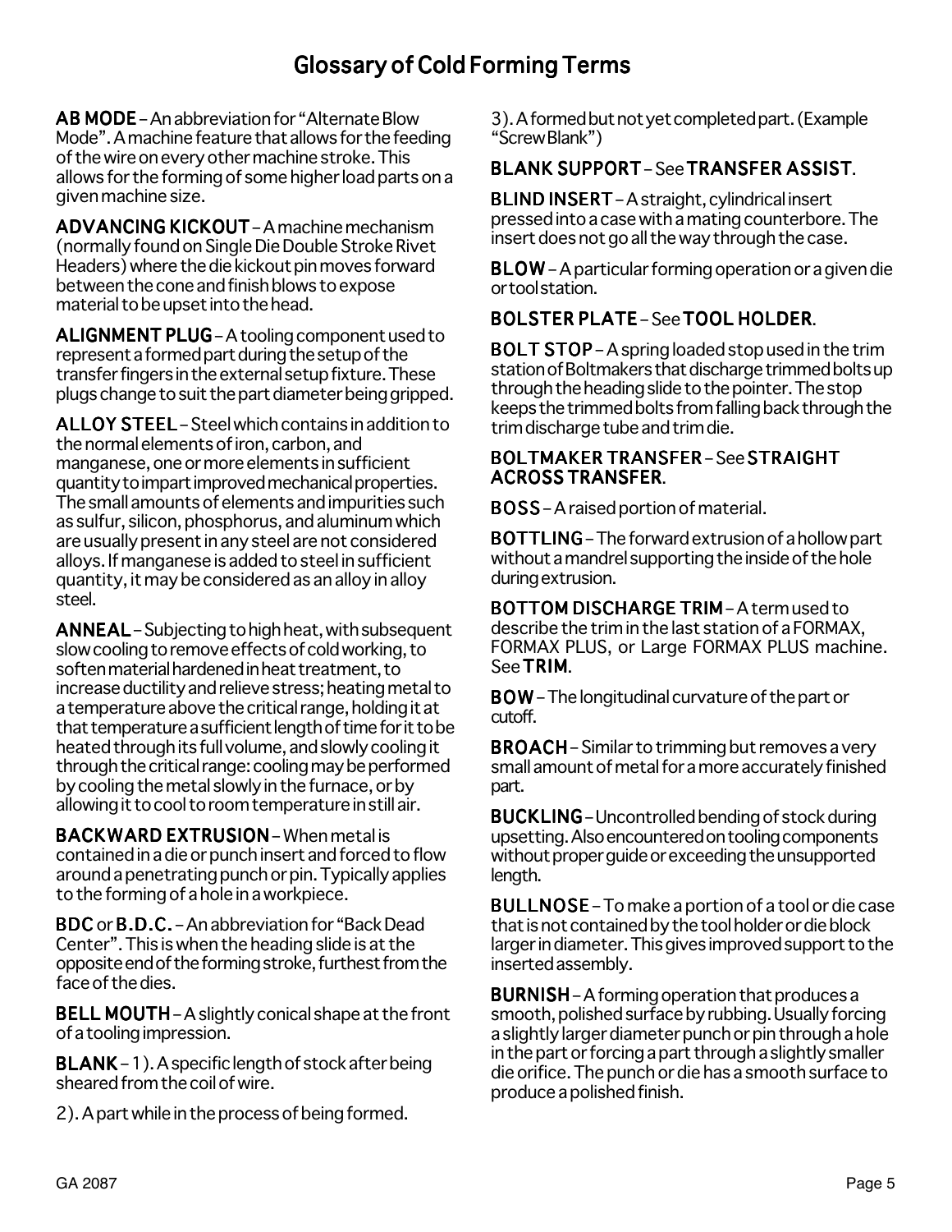# Glossary of Cold Forming Terms

**AB MODE** – An abbreviation for "Alternate Blow Mode". A machine feature that allows for the feeding of the wire on every other machine stroke. This allows for the forming of some higher load parts on a given machine size.

**ADVANCING KICKOUT** – A machine mechanism (normally found on Single Die Double Stroke Rivet Headers) where the die kickout pin moves forward between the cone and finish blows to expose material to be upset into the head.

**ALIGNMENT PLUG** – A tooling component used to represent a formed part during the setup of the transfer fingers in the external setup fixture. These plugs change to suit the part diameter being gripped.

**ALLOY STEEL** – Steel which contains in addition to the normal elements of iron, carbon, and manganese, one or more elements in sufficient quantity to impart improved mechanical properties. The small amounts of elements and impurities such as sulfur, silicon, phosphorus, and aluminum which are usually present in any steel are not considered alloys. If manganese is added to steel in sufficient quantity, it may be considered as an alloy in alloy steel.

**ANNEAL** – Subjecting to high heat, with subsequent slow cooling to remove effects of cold working, to soften material hardened in heat treatment, to increase ductility and relieve stress; heating metal to a temperature above the critical range, holding it at that temperature a sufficient length of time for it to be heated through its full volume, and slowly cooling it through the critical range: cooling may be performed by cooling the metal slowly in the furnace, or by allowing it to cool to room temperature in still air.

**BACKWARD EXTRUSION** – When metal is contained in a die or punch insert and forced to flow around a penetrating punch or pin. Typically applies to the forming of a hole in a workpiece.

**BDC** or **B.D.C.** – An abbreviation for "Back Dead Center". This is when the heading slide is at the opposite end of the forming stroke, furthest from the face of the dies.

**BELL MOUTH** – A slightly conical shape at the front of a tooling impression.

**BLANK** – 1). A specific length of stock after being sheared from the coil of wire.

2). A part while in the process of being formed.

3). A formed but not yet completed part. (Example "Screw Blank")

**BLANK SUPPORT** – See **TRANSFER ASSIST**.

**BLIND INSERT** – A straight, cylindrical insert pressed into a case with a mating counterbore. The insert does not go all the way through the case.

**BLOW** – A particular forming operation or a given die or tool station.

**BOLSTER PLATE** – See **TOOL HOLDER**.

**BOLT STOP** – A spring loaded stop used in the trim station of Boltmakers that discharge trimmed bolts up through the heading slide to the pointer. The stop keeps the trimmed bolts from falling back through the trim discharge tube and trim die.

**BOLTMAKER TRANSFER** – See **STRAIGHT ACROSS TRANSFER**.

**BOSS** – A raised portion of material.

**BOTTLING** – The forward extrusion of a hollow part without a mandrel supporting the inside of the hole during extrusion.

**BOTTOM DISCHARGE TRIM** – A term used to describe the trim in the last station of a FORMAX, FORMAX PLUS, or Large FORMAX PLUS machine. See **TRIM**.

**BOW** – The longitudinal curvature of the part or cutoff.

**BROACH** – Similar to trimming but removes a very small amount of metal for a more accurately finished part.

**BUCKLING** – Uncontrolled bending of stock during upsetting. Also encountered on tooling components without proper guide or exceeding the unsupported length.

**BULLNOSE** – To make a portion of a tool or die case that is not contained by the tool holder or die block larger in diameter. This gives improved support to the inserted assembly.

**BURNISH** – A forming operation that produces a smooth, polished surface by rubbing. Usually forcing a slightly larger diameter punch or pin through a hole in the part or forcing a part through a slightly smaller die orifice. The punch or die has a smooth surface to produce a polished finish.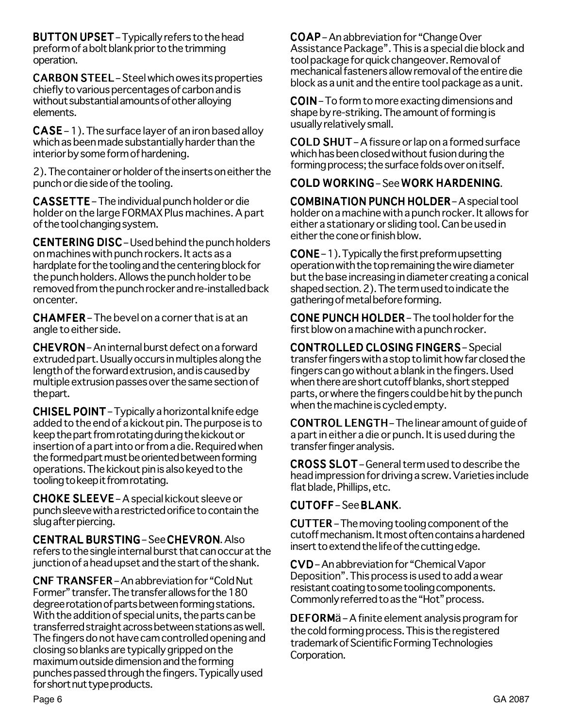**BUTTON UPSET** – Typically refers to the head preform of a bolt blank prior to the trimming operation.

**CARBON STEEL** – Steel which owes its properties chiefly to various percentages of carbon and is without substantial amounts of other alloying elements.

**CASE** – 1). The surface layer of an iron based alloy which as been made substantially harder than the interior by some form of hardening.

2). The container or holder of the inserts on either the punch or die side of the tooling.

**CASSETTE** – The individual punch holder or die holder on the large FORMAX Plus machines. A part of the tool changing system.

**CENTERING DISC** – Used behind the punch holders on machines with punch rockers. It acts as a hardplate for the tooling and the centering block for the punch holders. Allows the punch holder to be removed from the punch rocker and re-installed back on center.

**CHAMFER** – The bevel on a corner that is at an angle to either side.

**CHEVRON** – An internal burst defect on a forward extruded part. Usually occurs in multiples along the length of the forward extrusion, and is caused by multiple extrusion passes over the same section of the part.

**CHISEL POINT** – Typically a horizontal knife edge added to the end of a kickout pin. The purpose is to keep the part from rotating during the kickout or insertion of a part into or from a die. Required when the formed part must be oriented between forming operations. The kickout pin is also keyed to the tooling to keep it from rotating.

**CHOKE SLEEVE** – A special kickout sleeve or punch sleeve with a restricted orifice to contain the slug after piercing.

**CENTRAL BURSTING** – See **CHEVRON**. Also refers to the single internal burst that can occur at the junction of a head upset and the start of the shank.

**CNF TRANSFER** – An abbreviation for "Cold Nut Former" transfer. The transfer allows for the 180 degree rotation of parts between forming stations. With the addition of special units, the parts can be transferred straight across between stations as well. The fingers do not have cam controlled opening and closing so blanks are typically gripped on the maximum outside dimension and the forming punches passed through the fingers. Typically used for short nut type products.

**COAP** – An abbreviation for "Change Over Assistance Package". This is a special die block and tool package for quick changeover. Removal of mechanical fasteners allow removal of the entire die block as a unit and the entire tool package as a unit.

**COIN** – To form to more exacting dimensions and shape by re-striking. The amount of forming is usually relatively small.

**COLD SHUT** – A fissure or lap on a formed surface which has been closed without fusion during the forming process; the surface folds over on itself.

**COLD WORKING** – See **WORK HARDENING**.

**COMBINATION PUNCH HOLDER** – A special tool holder on a machine with a punch rocker. It allows for either a stationary or sliding tool. Can be used in either the cone or finish blow.

**CONE** – 1). Typically the first preform upsetting operation with the top remaining the wire diameter but the base increasing in diameter creating a conical shaped section. 2). The term used to indicate the gathering of metal before forming.

**CONE PUNCH HOLDER** – The tool holder for the first blow on a machine with a punch rocker.

**CONTROLLED CLOSING FINGERS** – Special transfer fingers with a stop to limit how far closed the fingers can go without a blank in the fingers. Used when there are short cutoff blanks, short stepped parts, or where the fingers could be hit by the punch when the machine is cycled empty.

**CONTROL LENGTH** – The linear amount of guide of a part in either a die or punch. It is used during the transfer finger analysis.

**CROSS SLOT** – General term used to describe the head impression for driving a screw. Varieties include flat blade, Phillips, etc.

**CUTOFF** – See **BLANK**.

**CUTTER** – The moving tooling component of the cutoff mechanism. It most often contains a hardened insert to extend the life of the cutting edge.

**CVD** – An abbreviation for "Chemical Vapor Deposition". This process is used to add a wear resistant coating to some tooling components. Commonly referred to as the "Hot" process.

**DEFORMä** – A finite element analysis program for the cold forming process. This is the registered trademark of Scientific Forming Technologies Corporation.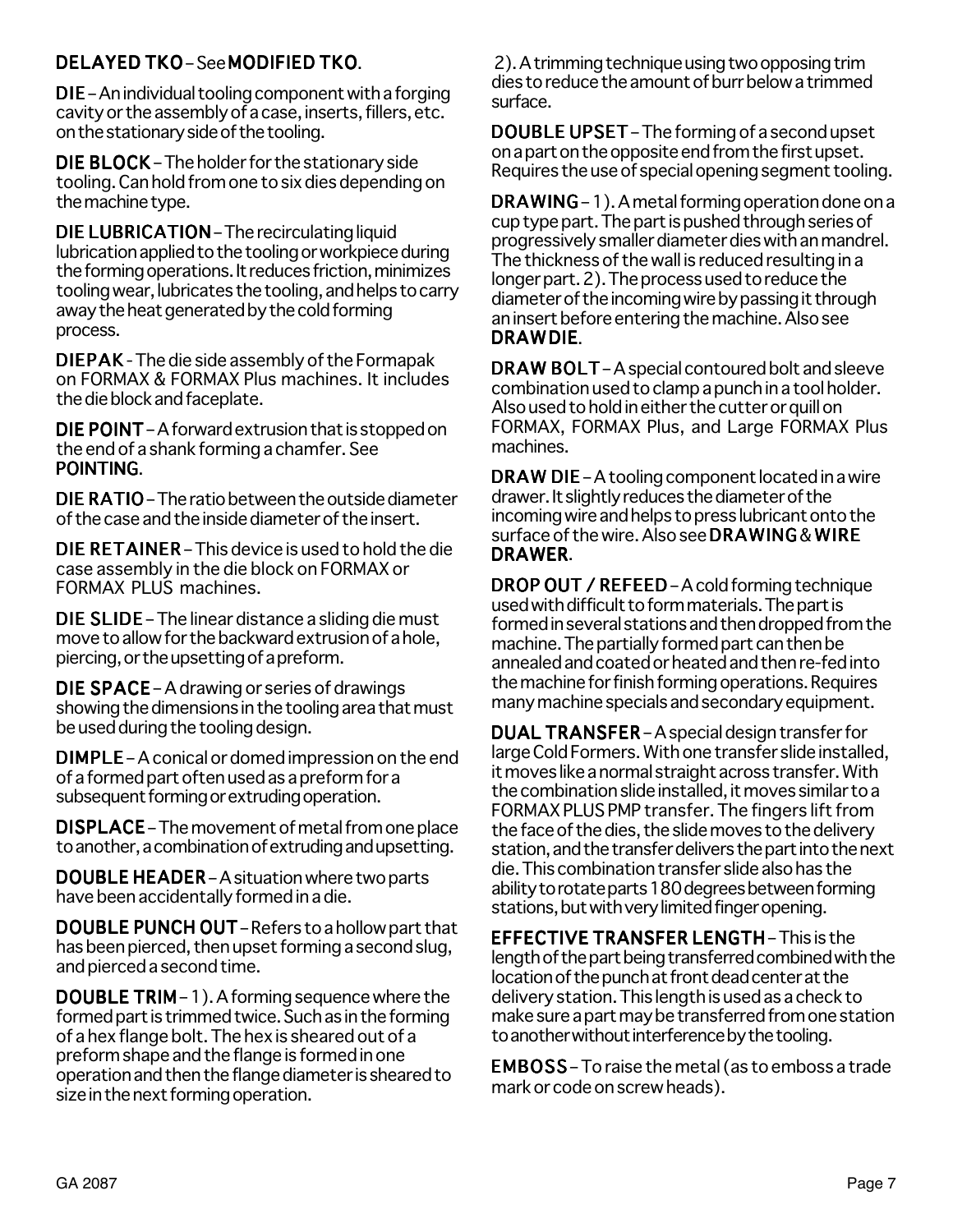**DELAYED TKO** – See **MODIFIED TKO**.

**DIE** – An individual tooling component with a forging cavity or the assembly of a case, inserts, fillers, etc. on the stationary side of the tooling.

**DIE BLOCK** – The holder for the stationary side tooling. Can hold from one to six dies depending on the machine type.

**DIE LUBRICATION** – The recirculating liquid lubrication applied to the tooling or workpiece during the forming operations. It reduces friction, minimizes tooling wear, lubricates the tooling, and helps to carry away the heat generated by the cold forming process.

**DIEPAK** - The die side assembly of the Formapak on FORMAX & FORMAX Plus machines. It includes the die block and faceplate.

**DIE POINT** – A forward extrusion that is stopped on the end of a shank forming a chamfer. See **POINTING**.

**DIE RATIO** – The ratio between the outside diameter of the case and the inside diameter of the insert.

**DIE RETAINER** – This device is used to hold the die case assembly in the die block on FORMAX or FORMAX PLUS machines.

**DIE SLIDE** – The linear distance a sliding die must move to allow for the backward extrusion of a hole, piercing, or the upsetting of a preform.

**DIE SPACE** – A drawing or series of drawings showing the dimensions in the tooling area that must be used during the tooling design.

**DIMPLE** – A conical or domed impression on the end of a formed part often used as a preform for a subsequent forming or extruding operation.

**DISPLACE** – The movement of metal from one place to another, a combination of extruding and upsetting.

**DOUBLE HEADER** – A situation where two parts have been accidentally formed in a die.

**DOUBLE PUNCH OUT** – Refers to a hollow part that has been pierced, then upset forming a second slug, and pierced a second time.

**DOUBLE TRIM** – 1). A forming sequence where the formed part is trimmed twice. Such as in the forming of a hex flange bolt. The hex is sheared out of a preform shape and the flange is formed in one operation and then the flange diameter is sheared to size in the next forming operation. 2). A trimming technique using two opposing trim dies to reduce the amount of burr below a trimmed surface.

**DOUBLE UPSET** – The forming of a second upset on a part on the opposite end from the first upset. Requires the use of special opening segment tooling.

**DRAWING** – 1). A metal forming operation done on a cup type part. The part is pushed through series of progressively smaller diameter dies with an mandrel. The thickness of the wall is reduced resulting in a longer part. 2). The process used to reduce the diameter of the incoming wire by passing it through an insert before entering the machine. Also see **DRAW DIE**.

**DRAW BOLT** – A special contoured bolt and sleeve combination used to clamp a punch in a tool holder. Also used to hold in either the cutter or quill on FORMAX, FORMAX Plus, and Large FORMAX Plus machines.

**DRAW DIE** – A tooling component located in a wire drawer. It slightly reduces the diameter of the incoming wire and helps to press lubricant onto the surface of the wire. Also see **DRAWING** & **WIRE DRAWER**.

**DROP OUT / REFEED** – A cold forming technique used with difficult to form materials. The part is formed in several stations and then dropped from the machine. The partially formed part can then be annealed and coated or heated and then re-fed into the machine for finish forming operations. Requires many machine specials and secondary equipment.

**DUAL TRANSFER** – A special design transfer for large Cold Formers. With one transfer slide installed, it moves like a normal straight across transfer. With the combination slide installed, it moves similar to a FORMAX PLUS PMP transfer. The fingers lift from the face of the dies, the slide moves to the delivery station, and the transfer delivers the part into the next die. This combination transfer slide also has the ability to rotate parts 180 degrees between forming stations, but with very limited finger opening.

**EFFECTIVE TRANSFER LENGTH** – This is the length of the part being transferred combined with the location of the punch at front dead center at the delivery station. This length is used as a check to make sure a part may be transferred from one station to another without interference by the tooling.

**EMBOSS** – To raise the metal (as to emboss a trade mark or code on screw heads).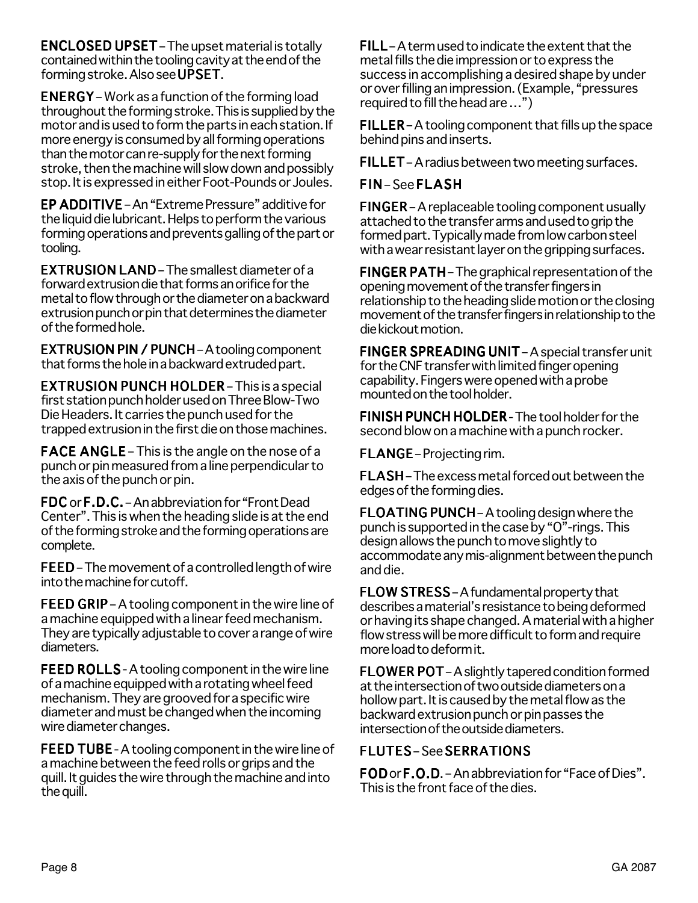**ENCLOSED UPSET** – The upset material is totally contained within the tooling cavity at the end of the forming stroke. Also see **UPSET**.

**ENERGY** – Work as a function of the forming load throughout the forming stroke. This is supplied by the motor and is used to form the parts in each station. If more energy is consumed by all forming operations than the motor can re-supply for the next forming stroke, then the machine will slow down and possibly stop. It is expressed in either Foot-Pounds or Joules.

**EP ADDITIVE** – An "Extreme Pressure" additive for the liquid die lubricant. Helps to perform the various forming operations and prevents galling of the part or tooling.

**EXTRUSION LAND** – The smallest diameter of a forward extrusion die that forms an orifice for the metal to flow through or the diameter on a backward extrusion punch or pin that determines the diameter of the formed hole.

**EXTRUSION PIN / PUNCH** – A tooling component that forms the hole in a backward extruded part.

**EXTRUSION PUNCH HOLDER** – This is a special first station punch holder used on Three Blow-Two Die Headers. It carries the punch used for the trapped extrusion in the first die on those machines.

**FACE ANGLE** – This is the angle on the nose of a punch or pin measured from a line perpendicular to the axis of the punch or pin.

**FDC** or **F.D.C.** – An abbreviation for "Front Dead Center". This is when the heading slide is at the end of the forming stroke and the forming operations are complete.

**FEED** – The movement of a controlled length of wire into the machine for cutoff.

**FEED GRIP** – A tooling component in the wire line of a machine equipped with a linear feed mechanism. They are typically adjustable to cover a range of wire diameters.

**FEED ROLLS** - A tooling component in the wire line of a machine equipped with a rotating wheel feed mechanism. They are grooved for a specific wire diameter and must be changed when the incoming wire diameter changes.

**FEED TUBE** - A tooling component in the wire line of a machine between the feed rolls or grips and the quill. It guides the wire through the machine and into the quill.

**FILL** – A term used to indicate the extent that the metal fills the die impression or to express the success in accomplishing a desired shape by under or over filling an impression. (Example, "pressures required to fill the head are …")

**FILLER** – A tooling component that fills up the space behind pins and inserts.

**FILLET** – A radius between two meeting surfaces.

**FIN** – See **FLASH**

**FINGER** – A replaceable tooling component usually attached to the transfer arms and used to grip the formed part. Typically made from low carbon steel with a wear resistant layer on the gripping surfaces.

**FINGER PATH** – The graphical representation of the opening movement of the transfer fingers in relationship to the heading slide motion or the closing movement of the transfer fingers in relationship to the die kickout motion.

**FINGER SPREADING UNIT** – A special transfer unit for the CNF transfer with limited finger opening capability. Fingers were opened with a probe mounted on the tool holder.

**FINISH PUNCH HOLDER** - The tool holder for the second blow on a machine with a punch rocker.

**FLANGE** – Projecting rim.

**FLASH** – The excess metal forced out between the edges of the forming dies.

**FLOATING PUNCH** – A tooling design where the punch is supported in the case by "O"-rings. This design allows the punch to move slightly to accommodate any mis-alignment between the punch and die.

**FLOW STRESS** – A fundamental property that describes a material's resistance to being deformed or having its shape changed. A material with a higher flow stress will be more difficult to form and require more load to deform it.

**FLOWER POT** – A slightly tapered condition formed at the intersection of two outside diameters on a hollow part. It is caused by the metal flow as the backward extrusion punch or pin passes the intersection of the outside diameters.

**FLUTES** – See **SERRATIONS**

**FOD** or **F.O.D.** – An abbreviation for "Face of Dies". This is the front face of the dies.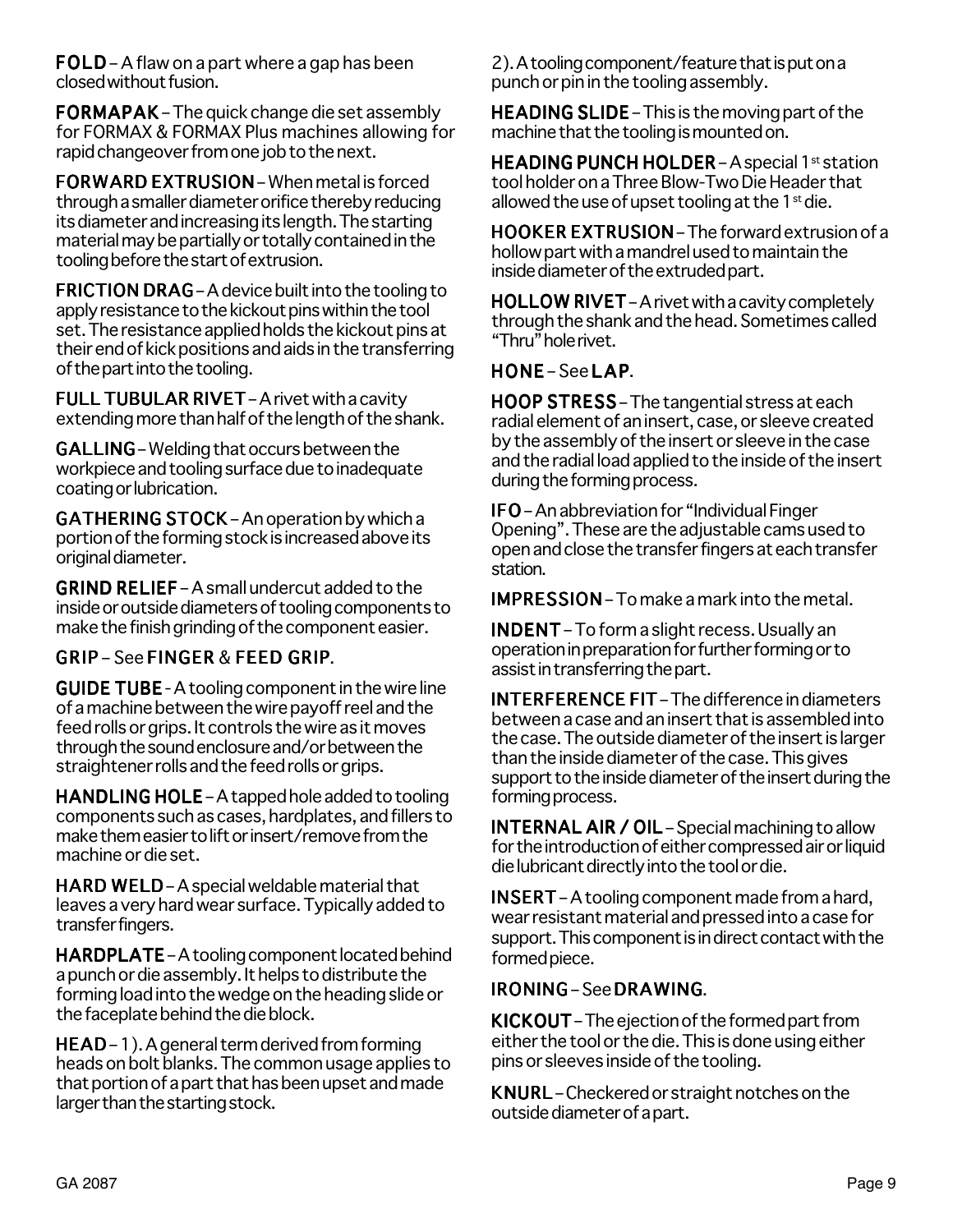**FOLD** – A flaw on a part where a gap has been closed without fusion.

**FORMAPAK** – The quick change die set assembly for FORMAX & FORMAX Plus machines allowing for rapid changeover from one job to the next.

**FORWARD EXTRUSION** – When metal is forced through a smaller diameter orifice thereby reducing its diameter and increasing its length. The starting material may be partially or totally contained in the tooling before the start of extrusion.

**FRICTION DRAG** – A device built into the tooling to apply resistance to the kickout pins within the tool set. The resistance applied holds the kickout pins at their end of kick positions and aids in the transferring of the part into the tooling.

**FULL TUBULAR RIVET** – A rivet with a cavity extending more than half of the length of the shank.

**GALLING** – Welding that occurs between the workpiece and tooling surface due to inadequate coating or lubrication.

**GATHERING STOCK** – An operation by which a portion of the forming stock is increased above its original diameter.

**GRIND RELIEF** – A small undercut added to the inside or outside diameters of tooling components to make the finish grinding of the component easier.

**GRIP** – See **FINGER** & **FEED GRIP**.

**GUIDE TUBE** - A tooling component in the wire line of a machine between the wire payoff reel and the feed rolls or grips. It controls the wire as it moves through the sound enclosure and/or between the straightener rolls and the feed rolls or grips.

**HANDLING HOLE** – A tapped hole added to tooling components such as cases, hardplates, and fillers to make them easier to lift or insert/remove from the machine or die set.

**HARD WELD** – A special weldable material that leaves a very hard wear surface. Typically added to transfer fingers.

**HARDPLATE** – A tooling component located behind a punch or die assembly. It helps to distribute the forming load into the wedge on the heading slide or the faceplate behind the die block.

**HEAD** – 1). A general term derived from forming heads on bolt blanks. The common usage applies to that portion of a part that has been upset and made larger than the starting stock.

2). A tooling component/feature that is put on a punch or pin in the tooling assembly.

**HEADING SLIDE** – This is the moving part of the machine that the tooling is mounted on.

**HEADING PUNCH HOLDER** – A special 1st station tool holder on a Three Blow-Two Die Header that allowed the use of upset tooling at the 1st die.

**HOOKER EXTRUSION** – The forward extrusion of a hollow part with a mandrel used to maintain the inside diameter of the extruded part.

**HOLLOW RIVET** – A rivet with a cavity completely through the shank and the head. Sometimes called "Thru" hole rivet.

**HONE** – See **LAP**.

**HOOP STRESS** – The tangential stress at each radial element of an insert, case, or sleeve created by the assembly of the insert or sleeve in the case and the radial load applied to the inside of the insert during the forming process.

**IFO** – An abbreviation for "Individual Finger Opening". These are the adjustable cams used to open and close the transfer fingers at each transfer station.

**IMPRESSION** – To make a mark into the metal.

**INDENT** – To form a slight recess. Usually an operation in preparation for further forming or to assist in transferring the part.

**INTERFERENCE FIT** – The difference in diameters between a case and an insert that is assembled into the case. The outside diameter of the insert is larger than the inside diameter of the case. This gives support to the inside diameter of the insert during the forming process.

**INTERNAL AIR / OIL** – Special machining to allow for the introduction of either compressed air or liquid die lubricant directly into the tool or die.

**INSERT** – A tooling component made from a hard, wear resistant material and pressed into a case for support. This component is in direct contact with the formed piece.

**IRONING** – See **DRAWING**.

**KICKOUT** – The ejection of the formed part from either the tool or the die. This is done using either pins or sleeves inside of the tooling.

**KNURL** – Checkered or straight notches on the outside diameter of a part.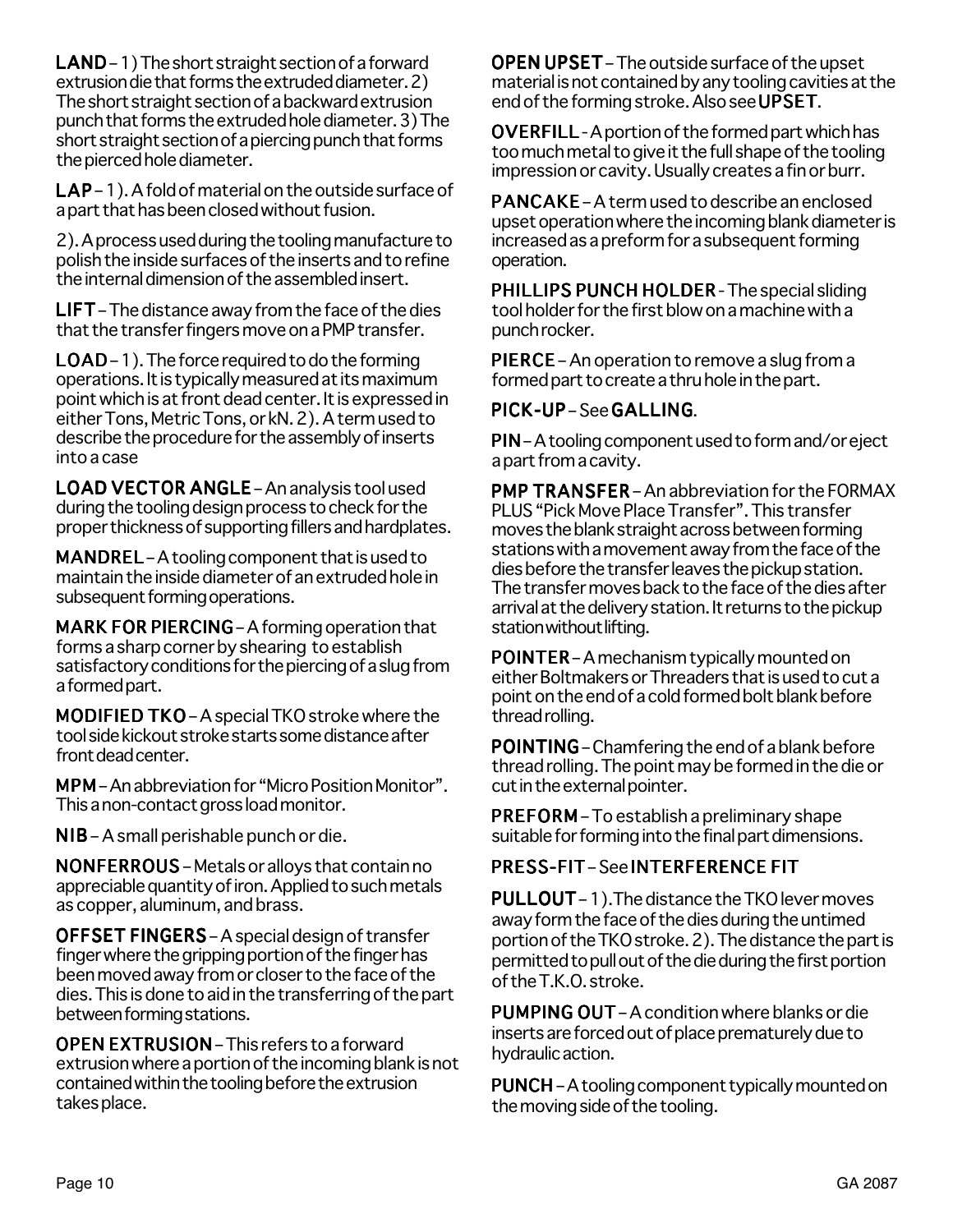**LAND** – 1) The short straight section of a forward extrusion die that forms the extruded diameter. 2) The short straight section of a backward extrusion punch that forms the extruded hole diameter. 3) The short straight section of a piercing punch that forms the pierced hole diameter.

**LAP** – 1). A fold of material on the outside surface of a part that has been closed without fusion.

2). A process used during the tooling manufacture to polish the inside surfaces of the inserts and to refine the internal dimension of the assembled insert.

**LIFT** – The distance away from the face of the dies that the transfer fingers move on a PMP transfer.

**LOAD** – 1). The force required to do the forming operations. It is typically measured at its maximum point which is at front dead center. It is expressed in either Tons, Metric Tons, or kN. 2). A term used to describe the procedure for the assembly of inserts into a case

**LOAD VECTOR ANGLE** – An analysis tool used during the tooling design process to check for the proper thickness of supporting fillers and hardplates.

**MANDREL** – A tooling component that is used to maintain the inside diameter of an extruded hole in subsequent forming operations.

**MARK FOR PIERCING** – A forming operation that forms a sharp corner by shearing to establish satisfactory conditions for the piercing of a slug from a formed part.

**MODIFIED TKO** – A special TKO stroke where the tool side kickout stroke starts some distance after front dead center.

**MPM** – An abbreviation for "Micro Position Monitor". This a non-contact gross load monitor.

**NIB** – A small perishable punch or die.

**NONFERROUS** – Metals or alloys that contain no appreciable quantity of iron. Applied to such metals as copper, aluminum, and brass.

**OFFSET FINGERS** – A special design of transfer finger where the gripping portion of the finger has been moved away from or closer to the face of the dies. This is done to aid in the transferring of the part between forming stations.

**OPEN EXTRUSION** – This refers to a forward extrusion where a portion of the incoming blank is not contained within the tooling before the extrusion takes place.

**OPEN UPSET** – The outside surface of the upset material is not contained by any tooling cavities at the end of the forming stroke. Also see **UPSET**.

**OVERFILL** - A portion of the formed part which has too much metal to give it the full shape of the tooling impression or cavity. Usually creates a fin or burr.

**PANCAKE** – A term used to describe an enclosed upset operation where the incoming blank diameter is increased as a preform for a subsequent forming operation.

**PHILLIPS PUNCH HOLDER** - The special sliding tool holder for the first blow on a machine with a punch rocker.

**PIERCE** – An operation to remove a slug from a formed part to create a thru hole in the part.

**PICK-UP** – See **GALLING**.

**PIN** – A tooling component used to form and/or eject a part from a cavity.

**PMP TRANSFER** – An abbreviation for the FORMAX PLUS "Pick Move Place Transfer". This transfer moves the blank straight across between forming stations with a movement away from the face of the dies before the transfer leaves the pickup station. The transfer moves back to the face of the dies after arrival at the delivery station. It returns to the pickup station without lifting.

**POINTER** – A mechanism typically mounted on either Boltmakers or Threaders that is used to cut a point on the end of a cold formed bolt blank before thread rolling.

**POINTING** – Chamfering the end of a blank before thread rolling. The point may be formed in the die or cut in the external pointer.

**PREFORM** – To establish a preliminary shape suitable for forming into the final part dimensions.

**PRESS-FIT** – See **INTERFERENCE FIT**

**PULLOUT** – 1).The distance the TKO lever moves away form the face of the dies during the untimed portion of the TKO stroke. 2). The distance the part is permitted to pull out of the die during the first portion of the T.K.O. stroke.

**PUMPING OUT** – A condition where blanks or die inserts are forced out of place prematurely due to hydraulic action.

**PUNCH** – A tooling component typically mounted on the moving side of the tooling.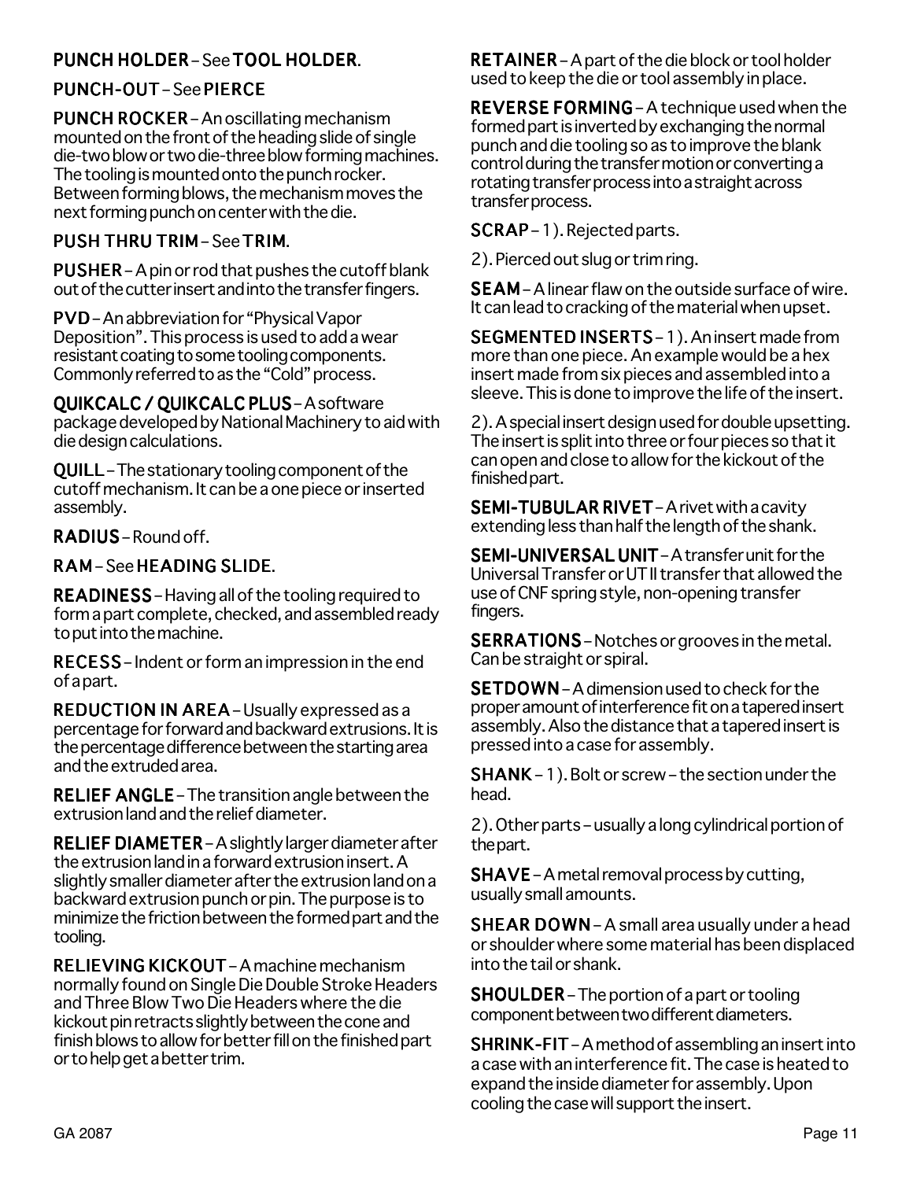**PUNCH HOLDER** – See **TOOL HOLDER**.

**PUNCH-OUT** – See **PIERCE**

**PUNCH ROCKER** – An oscillating mechanism mounted on the front of the heading slide of single die-two blow or two die-three blow forming machines. The tooling is mounted onto the punch rocker. Between forming blows, the mechanism moves the next forming punch on center with the die.

**PUSH THRU TRIM** – See **TRIM**.

**PUSHER** – A pin or rod that pushes the cutoff blank out of the cutter insert and into the transfer fingers.

**PVD** – An abbreviation for "Physical Vapor Deposition". This process is used to add a wear resistant coating to some tooling components. Commonly referred to as the "Cold" process.

**QUIKCALC / QUIKCALC PLUS** – A software package developed by National Machinery to aid with die design calculations.

**QUILL** – The stationary tooling component of the cutoff mechanism. It can be a one piece or inserted assembly.

**RADIUS** – Round off.

**RAM** – See **HEADING SLIDE**.

**READINESS** – Having all of the tooling required to form a part complete, checked, and assembled ready to put into the machine.

**RECESS** – Indent or form an impression in the end of a part.

**REDUCTION IN AREA** – Usually expressed as a percentage for forward and backward extrusions. It is the percentage difference between the starting area and the extruded area.

**RELIEF ANGLE** – The transition angle between the extrusion land and the relief diameter.

**RELIEF DIAMETER** – A slightly larger diameter after the extrusion land in a forward extrusion insert. A slightly smaller diameter after the extrusion land on a backward extrusion punch or pin. The purpose is to minimize the friction between the formed part and the tooling.

**RELIEVING KICKOUT** – A machine mechanism normally found on Single Die Double Stroke Headers and Three Blow Two Die Headers where the die kickout pin retracts slightly between the cone and finish blows to allow for better fill on the finished part or to help get a better trim.

**RETAINER** – A part of the die block or tool holder used to keep the die or tool assembly in place.

**REVERSE FORMING** – A technique used when the formed part is inverted by exchanging the normal punch and die tooling so as to improve the blank control during the transfer motion or converting a rotating transfer process into a straight across transfer process.

**SCRAP** – 1). Rejected parts.

2). Pierced out slug or trim ring.

**SEAM** – A linear flaw on the outside surface of wire. It can lead to cracking of the material when upset.

**SEGMENTED INSERTS** – 1). An insert made from more than one piece. An example would be a hex insert made from six pieces and assembled into a sleeve. This is done to improve the life of the insert.

2). A special insert design used for double upsetting. The insert is split into three or four pieces so that it can open and close to allow for the kickout of the finished part.

**SEMI-TUBULAR RIVET** – A rivet with a cavity extending less than half the length of the shank.

**SEMI-UNIVERSAL UNIT** – A transfer unit for the Universal Transfer or UT II transfer that allowed the use of CNF spring style, non-opening transfer fingers.

**SERRATIONS** – Notches or grooves in the metal. Can be straight or spiral.

**SETDOWN** – A dimension used to check for the proper amount of interference fit on a tapered insert assembly. Also the distance that a tapered insert is pressed into a case for assembly.

**SHANK** – 1). Bolt or screw – the section under the head.

2). Other parts – usually a long cylindrical portion of the part.

**SHAVE** – A metal removal process by cutting, usually small amounts.

**SHEAR DOWN** – A small area usually under a head or shoulder where some material has been displaced into the tail or shank.

**SHOULDER** – The portion of a part or tooling component between two different diameters.

**SHRINK-FIT** – A method of assembling an insert into a case with an interference fit. The case is heated to expand the inside diameter for assembly. Upon cooling the case will support the insert.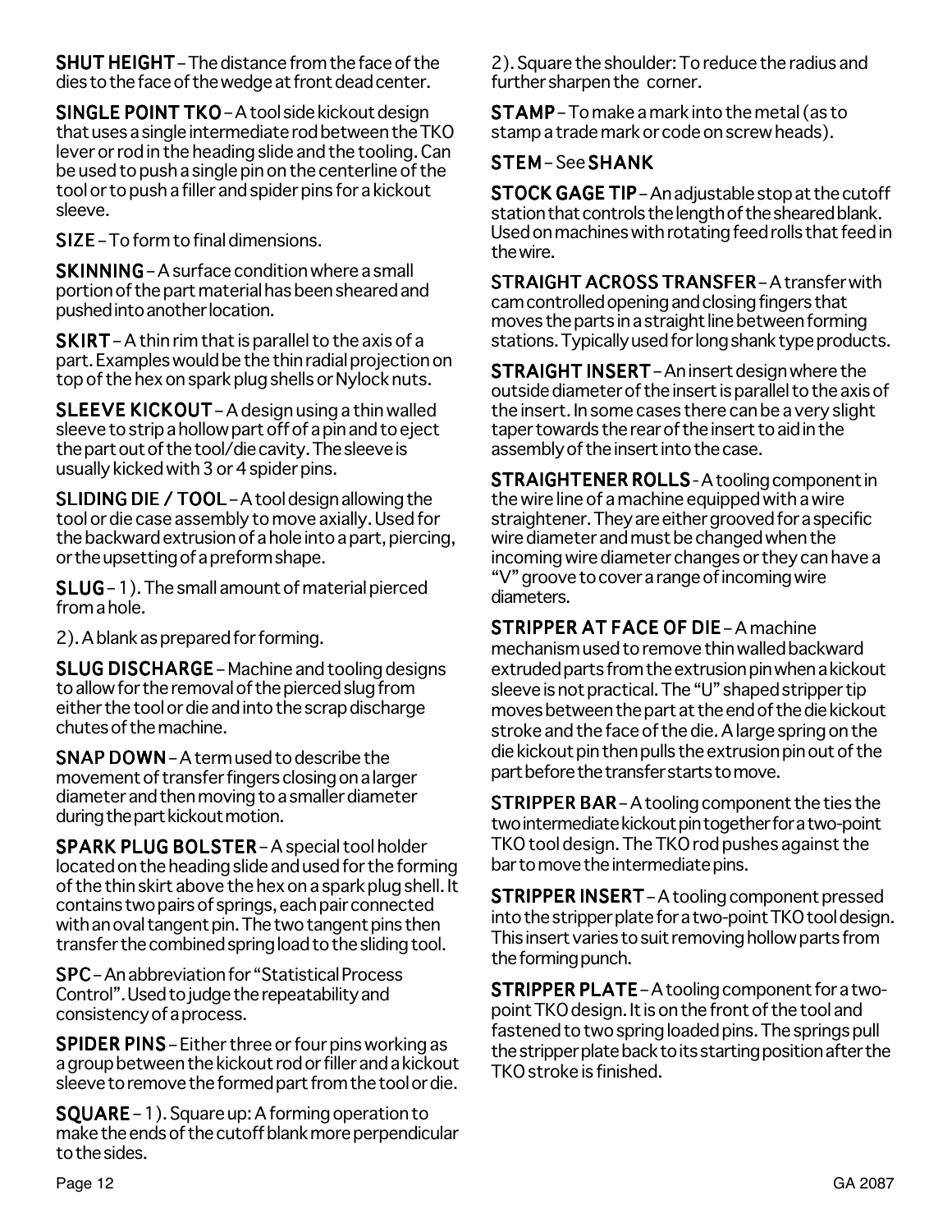**SHUT HEIGHT** – The distance from the face of the dies to the face of the wedge at front dead center.

**SINGLE POINT TKO** – A tool side kickout design that uses a single intermediate rod between the TKO lever or rod in the heading slide and the tooling. Can be used to push a single pin on the centerline of the tool or to push a filler and spider pins for a kickout sleeve.

**SIZE** – To form to final dimensions.

**SKINNING** – A surface condition where a small portion of the part material has been sheared and pushed into another location.

**SKIRT** – A thin rim that is parallel to the axis of a part. Examples would be the thin radial projection on top of the hex on spark plug shells or Nylock nuts.

**SLEEVE KICKOUT** – A design using a thin walled sleeve to strip a hollow part off of a pin and to eject the part out of the tool/die cavity. The sleeve is usually kicked with 3 or 4 spider pins.

**SLIDING DIE / TOOL** – A tool design allowing the tool or die case assembly to move axially. Used for the backward extrusion of a hole into a part, piercing, or the upsetting of a preform shape.

**SLUG** – 1). The small amount of material pierced from a hole.

2). A blank as prepared for forming.

**SLUG DISCHARGE** – Machine and tooling designs to allow for the removal of the pierced slug from either the tool or die and into the scrap discharge chutes of the machine.

**SNAP DOWN** – A term used to describe the movement of transfer fingers closing on a larger diameter and then moving to a smaller diameter during the part kickout motion.

**SPARK PLUG BOLSTER** – A special tool holder located on the heading slide and used for the forming of the thin skirt above the hex on a spark plug shell. It contains two pairs of springs, each pair connected with an oval tangent pin. The two tangent pins then transfer the combined spring load to the sliding tool.

**SPC** – An abbreviation for "Statistical Process Control". Used to judge the repeatability and consistency of a process.

**SPIDER PINS** – Either three or four pins working as a group between the kickout rod or filler and a kickout sleeve to remove the formed part from the tool or die.

**SQUARE** – 1). Square up: A forming operation to make the ends of the cutoff blank more perpendicular to the sides.

2). Square the shoulder: To reduce the radius and further sharpen the corner.

**STAMP** – To make a mark into the metal (as to stamp a trade mark or code on screw heads).

**STEM** – See **SHANK**

**STOCK GAGE TIP** – An adjustable stop at the cutoff station that controls the length of the sheared blank. Used on machines with rotating feed rolls that feed in the wire.

**STRAIGHT ACROSS TRANSFER** – A transfer with cam controlled opening and closing fingers that moves the parts in a straight line between forming stations. Typically used for long shank type products.

**STRAIGHT INSERT** – An insert design where the outside diameter of the insert is parallel to the axis of the insert. In some cases there can be a very slight taper towards the rear of the insert to aid in the assembly of the insert into the case.

**STRAIGHTENER ROLLS** - A tooling component in the wire line of a machine equipped with a wire straightener. They are either grooved for a specific wire diameter and must be changed when the incoming wire diameter changes or they can have a "V" groove to cover a range of incoming wire diameters.

**STRIPPER AT FACE OF DIE** – A machine mechanism used to remove thin walled backward extruded parts from the extrusion pin when a kickout sleeve is not practical. The "U" shaped stripper tip moves between the part at the end of the die kickout stroke and the face of the die. A large spring on the die kickout pin then pulls the extrusion pin out of the part before the transfer starts to move.

**STRIPPER BAR** – A tooling component the ties the two intermediate kickout pin together for a two-point TKO tool design. The TKO rod pushes against the bar to move the intermediate pins.

**STRIPPER INSERT** – A tooling component pressed into the stripper plate for a two-point TKO tool design. This insert varies to suit removing hollow parts from the forming punch.

**STRIPPER PLATE** – A tooling component for a two-point TKO design. It is on the front of the tool and fastened to two spring loaded pins. The springs pull the stripper plate back to its starting position after the TKO stroke is finished.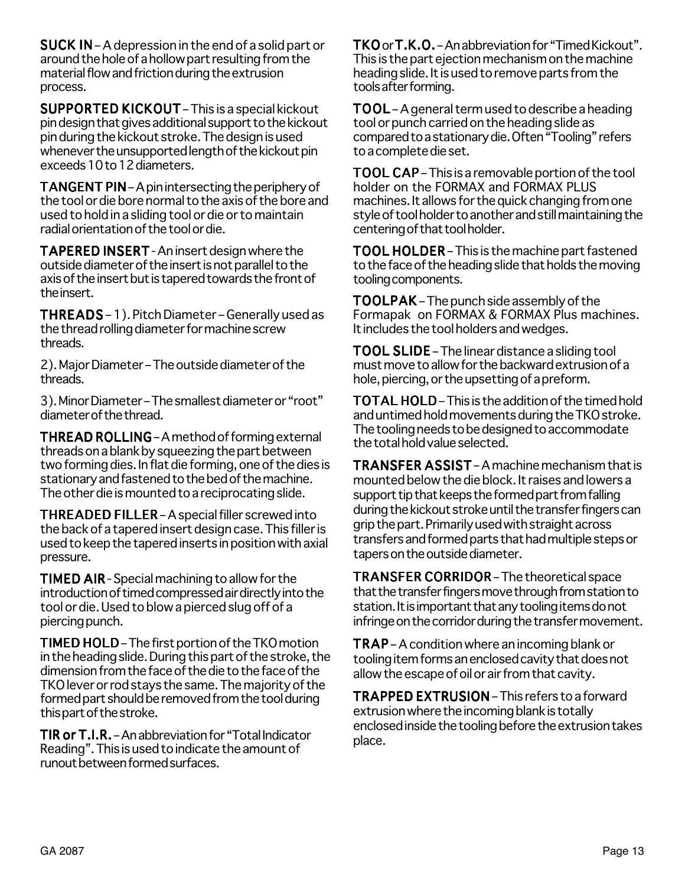**SUCK IN** – A depression in the end of a solid part or around the hole of a hollow part resulting from the material flow and friction during the extrusion process.

**SUPPORTED KICKOUT** – This is a special kickout pin design that gives additional support to the kickout pin during the kickout stroke. The design is used whenever the unsupported length of the kickout pin exceeds 10 to 12 diameters.

**TANGENT PIN** – A pin intersecting the periphery of the tool or die bore normal to the axis of the bore and used to hold in a sliding tool or die or to maintain radial orientation of the tool or die.

**TAPERED INSERT** - An insert design where the outside diameter of the insert is not parallel to the axis of the insert but is tapered towards the front of the insert.

**THREADS** – 1). Pitch Diameter – Generally used as the thread rolling diameter for machine screw threads.

2). Major Diameter – The outside diameter of the threads.

3). Minor Diameter – The smallest diameter or "root" diameter of the thread.

**THREAD ROLLING** – A method of forming external threads on a blank by squeezing the part between two forming dies. In flat die forming, one of the dies is stationary and fastened to the bed of the machine. The other die is mounted to a reciprocating slide.

**THREADED FILLER** – A special filler screwed into the back of a tapered insert design case. This filler is used to keep the tapered inserts in position with axial pressure.

**TIMED AIR** - Special machining to allow for the introduction of timed compressed air directly into the tool or die. Used to blow a pierced slug off of a piercing punch.

**TIMED HOLD** – The first portion of the TKO motion in the heading slide. During this part of the stroke, the dimension from the face of the die to the face of the TKO lever or rod stays the same. The majority of the formed part should be removed from the tool during this part of the stroke.

**TIR or T.I.R.** – An abbreviation for "Total Indicator Reading". This is used to indicate the amount of runout between formed surfaces.

**TKO** or **T.K.O.** – An abbreviation for "Timed Kickout". This is the part ejection mechanism on the machine heading slide. It is used to remove parts from the tools after forming.

**TOOL** – A general term used to describe a heading tool or punch carried on the heading slide as compared to a stationary die. Often "Tooling" refers to a complete die set.

**TOOL CAP** – This is a removable portion of the tool holder on the FORMAX and FORMAX PLUS machines. It allows for the quick changing from one style of tool holder to another and still maintaining the centering of that tool holder.

**TOOL HOLDER** – This is the machine part fastened to the face of the heading slide that holds the moving tooling components.

**TOOLPAK** – The punch side assembly of the Formapak on FORMAX & FORMAX Plus machines. It includes the tool holders and wedges.

**TOOL SLIDE** – The linear distance a sliding tool must move to allow for the backward extrusion of a hole, piercing, or the upsetting of a preform.

**TOTAL HOLD** – This is the addition of the timed hold and untimed hold movements during the TKO stroke. The tooling needs to be designed to accommodate the total hold value selected.

**TRANSFER ASSIST** – A machine mechanism that is mounted below the die block. It raises and lowers a support tip that keeps the formed part from falling during the kickout stroke until the transfer fingers can grip the part. Primarily used with straight across transfers and formed parts that had multiple steps or tapers on the outside diameter.

**TRANSFER CORRIDOR** – The theoretical space that the transfer fingers move through from station to station. It is important that any tooling items do not infringe on the corridor during the transfer movement.

**TRAP** – A condition where an incoming blank or tooling item forms an enclosed cavity that does not allow the escape of oil or air from that cavity.

**TRAPPED EXTRUSION** – This refers to a forward extrusion where the incoming blank is totally enclosed inside the tooling before the extrusion takes place.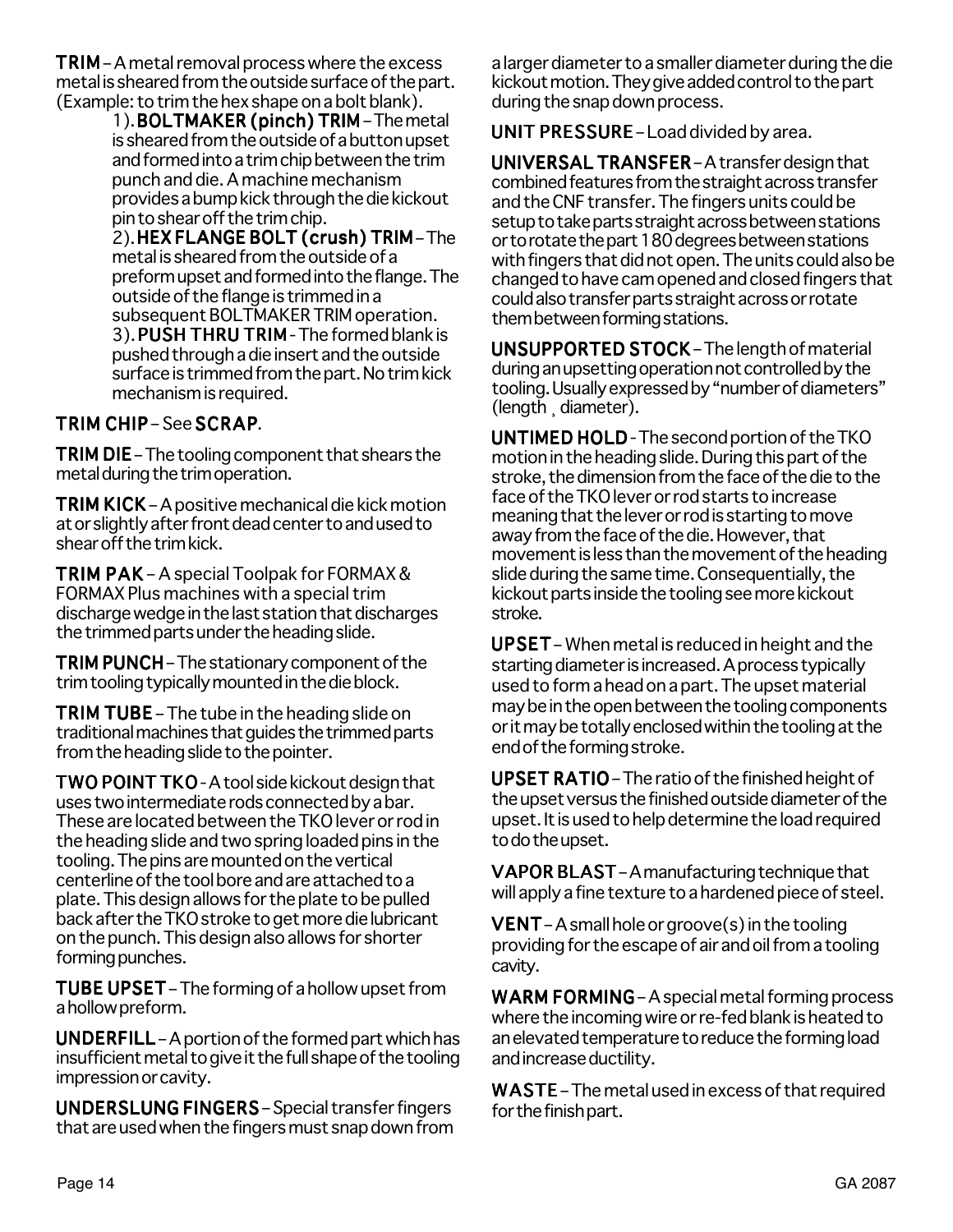**TRIM** – A metal removal process where the excess metal is sheared from the outside surface of the part. (Example: to trim the hex shape on a bolt blank).

1). **BOLTMAKER (pinch) TRIM** – The metal is sheared from the outside of a button upset and formed into a trim chip between the trim punch and die. A machine mechanism provides a bump kick through the die kickout pin to shear off the trim chip.

2). **HEX FLANGE BOLT (crush) TRIM** – The metal is sheared from the outside of a preform upset and formed into the flange. The outside of the flange is trimmed in a subsequent BOLTMAKER TRIM operation.

3). **PUSH THRU TRIM** - The formed blank is pushed through a die insert and the outside surface is trimmed from the part. No trim kick mechanism is required.

**TRIM CHIP** – See **SCRAP**.

**TRIM DIE** – The tooling component that shears the metal during the trim operation.

**TRIM KICK** – A positive mechanical die kick motion at or slightly after front dead center to and used to shear off the trim kick.

**TRIM PAK** – A special Toolpak for FORMAX & FORMAX Plus machines with a special trim discharge wedge in the last station that discharges the trimmed parts under the heading slide.

**TRIM PUNCH** – The stationary component of the trim tooling typically mounted in the die block.

**TRIM TUBE** – The tube in the heading slide on traditional machines that guides the trimmed parts from the heading slide to the pointer.

**TWO POINT TKO** - A tool side kickout design that uses two intermediate rods connected by a bar. These are located between the TKO lever or rod in the heading slide and two spring loaded pins in the tooling. The pins are mounted on the vertical centerline of the tool bore and are attached to a plate. This design allows for the plate to be pulled back after the TKO stroke to get more die lubricant on the punch. This design also allows for shorter forming punches.

**TUBE UPSET** – The forming of a hollow upset from a hollow preform.

**UNDERFILL** – A portion of the formed part which has insufficient metal to give it the full shape of the tooling impression or cavity.

**UNDERSLUNG FINGERS** – Special transfer fingers that are used when the fingers must snap down from a larger diameter to a smaller diameter during the die kickout motion. They give added control to the part during the snap down process.

**UNIT PRESSURE** – Load divided by area.

**UNIVERSAL TRANSFER** – A transfer design that combined features from the straight across transfer and the CNF transfer. The fingers units could be setup to take parts straight across between stations or to rotate the part 180 degrees between stations with fingers that did not open. The units could also be changed to have cam opened and closed fingers that could also transfer parts straight across or rotate them between forming stations.

**UNSUPPORTED STOCK** – The length of material during an upsetting operation not controlled by the tooling. Usually expressed by "number of diameters" (length ¸ diameter).

**UNTIMED HOLD** - The second portion of the TKO motion in the heading slide. During this part of the stroke, the dimension from the face of the die to the face of the TKO lever or rod starts to increase meaning that the lever or rod is starting to move away from the face of the die. However, that movement is less than the movement of the heading slide during the same time. Consequentially, the kickout parts inside the tooling see more kickout stroke.

**UPSET** – When metal is reduced in height and the starting diameter is increased. A process typically used to form a head on a part. The upset material may be in the open between the tooling components or it may be totally enclosed within the tooling at the end of the forming stroke.

**UPSET RATIO** – The ratio of the finished height of the upset versus the finished outside diameter of the upset. It is used to help determine the load required to do the upset.

**VAPOR BLAST** – A manufacturing technique that will apply a fine texture to a hardened piece of steel.

**VENT** – A small hole or groove(s) in the tooling providing for the escape of air and oil from a tooling cavity.

**WARM FORMING** – A special metal forming process where the incoming wire or re-fed blank is heated to an elevated temperature to reduce the forming load and increase ductility.

**WASTE** – The metal used in excess of that required for the finish part.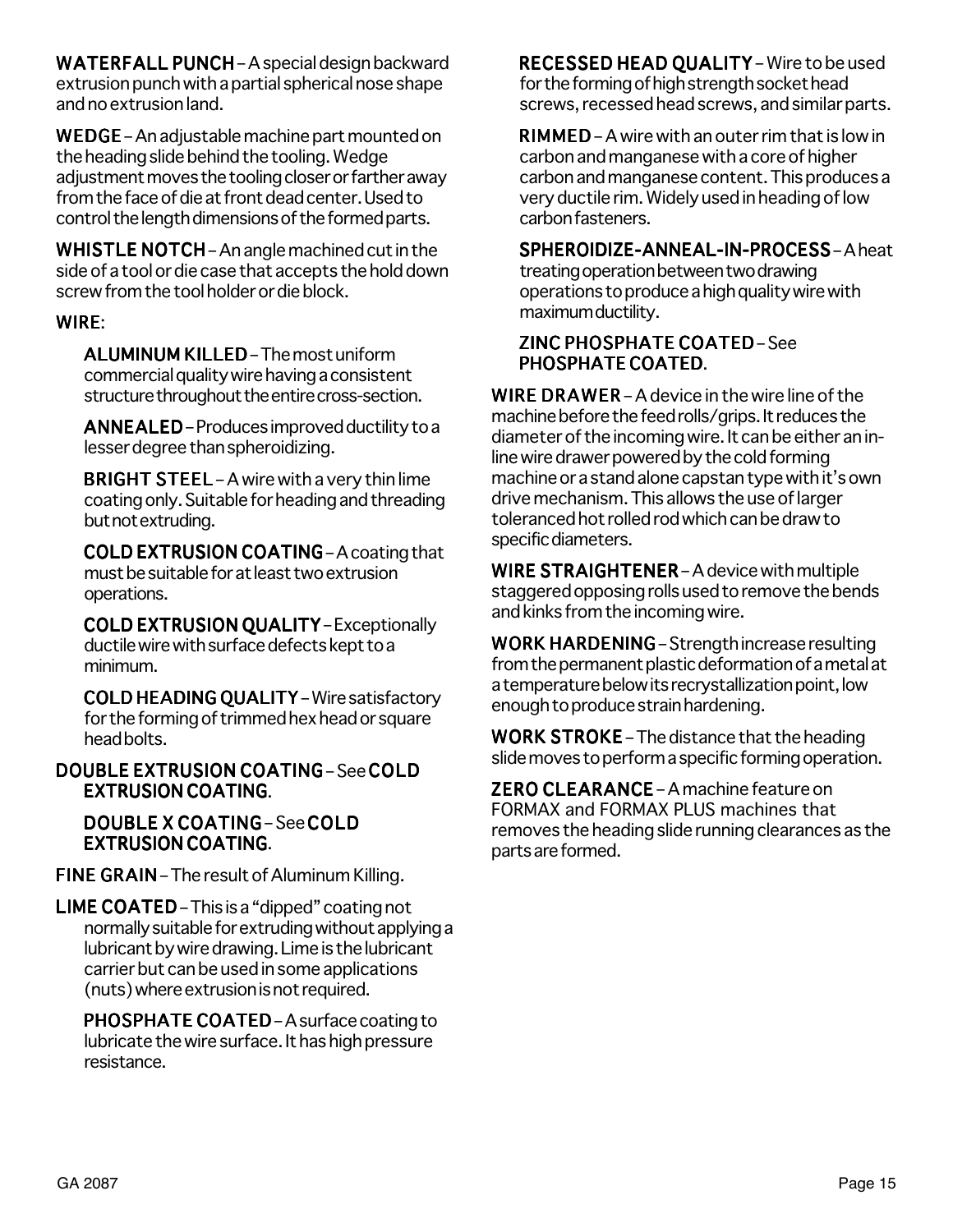**WATERFALL PUNCH** – A special design backward extrusion punch with a partial spherical nose shape and no extrusion land.

**WEDGE** – An adjustable machine part mounted on the heading slide behind the tooling. Wedge adjustment moves the tooling closer or farther away from the face of die at front dead center. Used to control the length dimensions of the formed parts.

**WHISTLE NOTCH** – An angle machined cut in the side of a tool or die case that accepts the hold down screw from the tool holder or die block.

**WIRE**:

- **ALUMINUM KILLED** – The most uniform commercial quality wire having a consistent structure throughout the entire cross-section.
- **ANNEALED** – Produces improved ductility to a lesser degree than spheroidizing.
- **BRIGHT STEEL** – A wire with a very thin lime coating only. Suitable for heading and threading but not extruding.
- **COLD EXTRUSION COATING** – A coating that must be suitable for at least two extrusion operations.
- **COLD EXTRUSION QUALITY** – Exceptionally ductile wire with surface defects kept to a minimum.
- **COLD HEADING QUALITY** – Wire satisfactory for the forming of trimmed hex head or square head bolts.

**DOUBLE EXTRUSION COATING** – See **COLD EXTRUSION COATING**.

- **DOUBLE X COATING** – See **COLD EXTRUSION COATING**.

**FINE GRAIN** – The result of Aluminum Killing.

**LIME COATED** – This is a "dipped" coating not normally suitable for extruding without applying a lubricant by wire drawing. Lime is the lubricant carrier but can be used in some applications (nuts) where extrusion is not required.

- **PHOSPHATE COATED** – A surface coating to lubricate the wire surface. It has high pressure resistance.
- **RECESSED HEAD QUALITY** – Wire to be used for the forming of high strength socket head screws, recessed head screws, and similar parts.
- **RIMMED** – A wire with an outer rim that is low in carbon and manganese with a core of higher carbon and manganese content. This produces a very ductile rim. Widely used in heading of low carbon fasteners.
- **SPHEROIDIZE-ANNEAL-IN-PROCESS** – A heat treating operation between two drawing operations to produce a high quality wire with maximum ductility.
- **ZINC PHOSPHATE COATED** – See **PHOSPHATE COATED**.

**WIRE DRAWER** – A device in the wire line of the machine before the feed rolls/grips. It reduces the diameter of the incoming wire. It can be either an in-line wire drawer powered by the cold forming machine or a stand alone capstan type with it's own drive mechanism. This allows the use of larger toleranced hot rolled rod which can be draw to specific diameters.

**WIRE STRAIGHTENER** – A device with multiple staggered opposing rolls used to remove the bends and kinks from the incoming wire.

**WORK HARDENING** – Strength increase resulting from the permanent plastic deformation of a metal at a temperature below its recrystallization point, low enough to produce strain hardening.

**WORK STROKE** – The distance that the heading slide moves to perform a specific forming operation.

**ZERO CLEARANCE** – A machine feature on FORMAX and FORMAX PLUS machines that removes the heading slide running clearances as the parts are formed.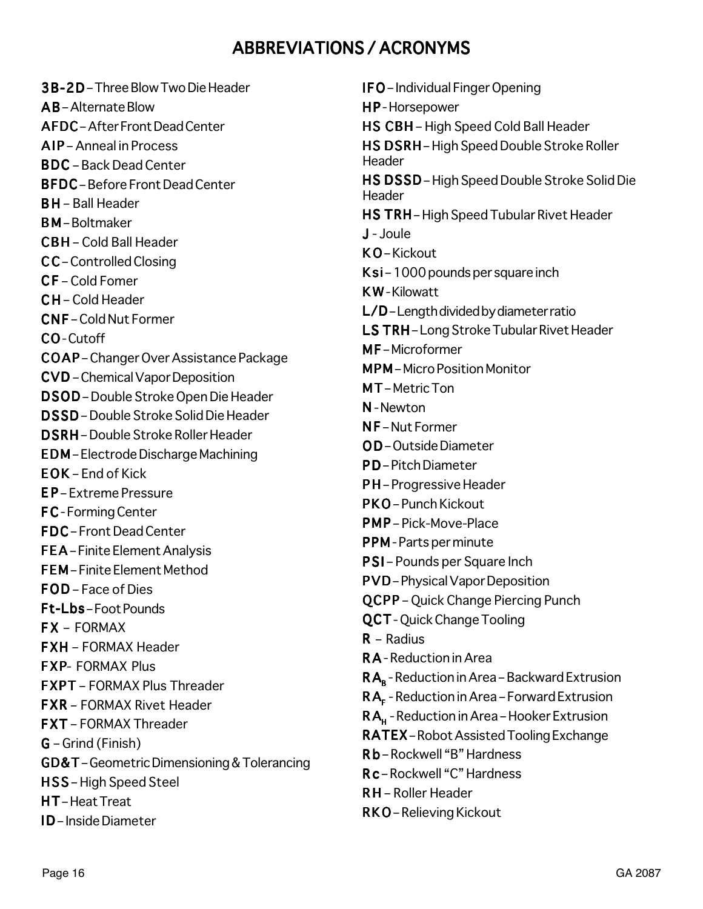# ABBREVIATIONS / ACRONYMS

**3B-2D** – Three Blow Two Die Header
**AB** – Alternate Blow
**AFDC** – After Front Dead Center
**AIP** – Anneal in Process
**BDC** – Back Dead Center
**BFDC** – Before Front Dead Center
**BH** – Ball Header
**BM** – Boltmaker
**CBH** – Cold Ball Header
**CC** – Controlled Closing
**CF** – Cold Fomer
**CH** – Cold Header
**CNF** – Cold Nut Former
**CO** - Cutoff
**COAP** – Changer Over Assistance Package
**CVD** – Chemical Vapor Deposition
**DSOD** – Double Stroke Open Die Header
**DSSD** – Double Stroke Solid Die Header
**DSRH** – Double Stroke Roller Header
**EDM** – Electrode Discharge Machining
**EOK** – End of Kick
**EP** – Extreme Pressure
**FC** - Forming Center
**FDC** – Front Dead Center
**FEA** – Finite Element Analysis
**FEM** – Finite Element Method
**FOD** – Face of Dies
**Ft-Lbs** – Foot Pounds
**FX** – FORMAX
**FXH** – FORMAX Header
**FXP**- FORMAX Plus
**FXPT** – FORMAX Plus Threader
**FXR** – FORMAX Rivet Header
**FXT** – FORMAX Threader
**G** – Grind (Finish)
**GD&T** – Geometric Dimensioning & Tolerancing
**HSS** – High Speed Steel
**HT** – Heat Treat
**ID** – Inside Diameter
**IFO** – Individual Finger Opening
**HP** - Horsepower
**HS CBH** – High Speed Cold Ball Header
**HS DSRH** – High Speed Double Stroke Roller Header
**HS DSSD** – High Speed Double Stroke Solid Die Header
**HS TRH** – High Speed Tubular Rivet Header
**J** - Joule
**KO** – Kickout
**Ksi** – 1000 pounds per square inch
**KW** - Kilowatt
**L/D** – Length divided by diameter ratio
**LS TRH** – Long Stroke Tubular Rivet Header
**MF** – Microformer
**MPM** – Micro Position Monitor
**MT** – Metric Ton
**N** - Newton
**NF** – Nut Former
**OD** – Outside Diameter
**PD** – Pitch Diameter
**PH** – Progressive Header
**PKO** – Punch Kickout
**PMP** – Pick-Move-Place
**PPM** - Parts per minute
**PSI** – Pounds per Square Inch
**PVD** – Physical Vapor Deposition
**QCPP** – Quick Change Piercing Punch
**QCT** - Quick Change Tooling
**R** – Radius
**RA** - Reduction in Area
**$RA_B$** - Reduction in Area – Backward Extrusion
**$RA_F$** - Reduction in Area – Forward Extrusion
**$RA_H$** - Reduction in Area – Hooker Extrusion
**RATEX** – Robot Assisted Tooling Exchange
**Rb** – Rockwell "B" Hardness
**Rc** – Rockwell "C" Hardness
**RH** – Roller Header
**RKO** – Relieving Kickout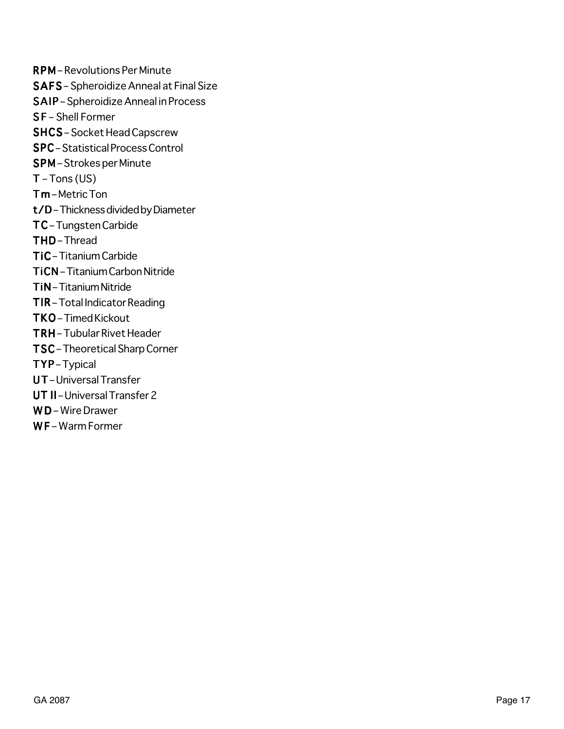**RPM** – Revolutions Per Minute

**SAFS** – Spheroidize Anneal at Final Size

**SAIP** – Spheroidize Anneal in Process

**SF** – Shell Former

**SHCS** – Socket Head Capscrew

**SPC** – Statistical Process Control

**SPM** – Strokes per Minute

**T** – Tons (US)

**Tm** – Metric Ton

**t/D** – Thickness divided by Diameter

**TC** – Tungsten Carbide

**THD** – Thread

**TiC** – Titanium Carbide

**TiCN** – Titanium Carbon Nitride

**TiN** – Titanium Nitride

**TIR** – Total Indicator Reading

**TKO** – Timed Kickout

**TRH** – Tubular Rivet Header

**TSC** – Theoretical Sharp Corner

**TYP** – Typical

**UT** – Universal Transfer

**UT II** – Universal Transfer 2

**WD** – Wire Drawer

**WF** – Warm Former

GA 2087